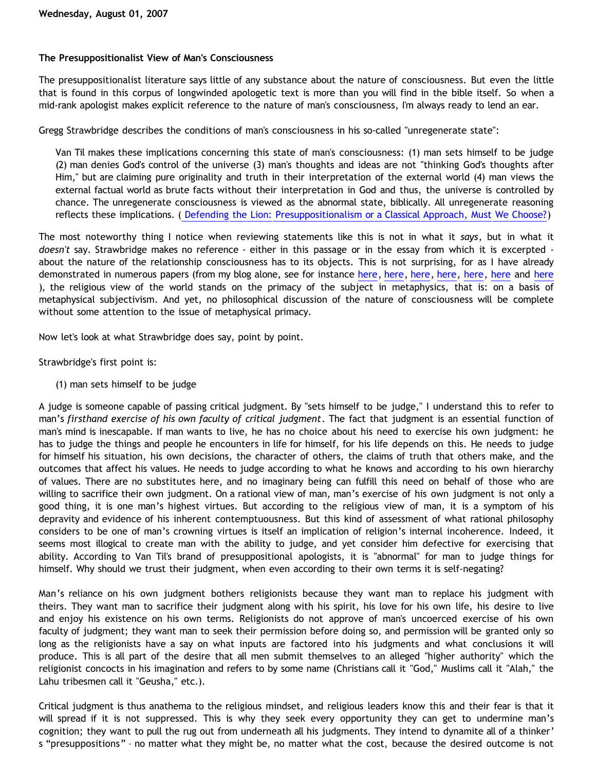Wednesday, August 01, 2007

### The Presuppositionalist View of Man's Consciousness

The presuppositionalist literature says little of any substance about the nature of consciousness. But even the little that is found in this corpus of longwinded apologetic text is more than you will find in the bible itself. So when a mid-rank apologist makes explicit reference to the nature of man's consciousness, I'm always ready to lend an ear.

Gregg Strawbridge describes the conditions of man's consciousness in his so-called "unregenerate state":

> Van Til makes these implications concerning this state of man's consciousness: (1) man sets himself to be judge (2) man denies God's control of the universe (3) man's thoughts and ideas are not "thinking God's thoughts after Him," but are claiming pure originality and truth in their interpretation of the external world (4) man views the external factual world as brute facts without their interpretation in God and thus, the universe is controlled by chance. The unregenerate consciousness is viewed as the abnormal state, biblically. All unregenerate reasoning reflects these implications. ( Defending the Lion: Presuppositionalism or a Classical Approach, Must We Choose?)

The most noteworthy thing I notice when reviewing statements like this is not in what it *says*, but in what it *doesn't* say. Strawbridge makes no reference - either in this passage or in the essay from which it is excerpted - about the nature of the relationship consciousness has to its objects. This is not surprising, for as I have already demonstrated in numerous papers (from my blog alone, see for instance here, here, here, here, here, here and here ), the religious view of the world stands on the primacy of the subject in metaphysics, that is: on a basis of metaphysical subjectivism. And yet, no philosophical discussion of the nature of consciousness will be complete without some attention to the issue of metaphysical primacy.

Now let's look at what Strawbridge does say, point by point.

Strawbridge's first point is:

> (1) man sets himself to be judge

A judge is someone capable of passing critical judgment. By "sets himself to be judge," I understand this to refer to man's *firsthand exercise of his own faculty of critical judgment*. The fact that judgment is an essential function of man's mind is inescapable. If man wants to live, he has no choice about his need to exercise his own judgment: he has to judge the things and people he encounters in life for himself, for his life depends on this. He needs to judge for himself his situation, his own decisions, the character of others, the claims of truth that others make, and the outcomes that affect his values. He needs to judge according to what he knows and according to his own hierarchy of values. There are no substitutes here, and no imaginary being can fulfill this need on behalf of those who are willing to sacrifice their own judgment. On a rational view of man, man's exercise of his own judgment is not only a good thing, it is one man's highest virtues. But according to the religious view of man, it is a symptom of his depravity and evidence of his inherent contemptuousness. But this kind of assessment of what rational philosophy considers to be one of man's crowning virtues is itself an implication of religion's internal incoherence. Indeed, it seems most illogical to create man with the ability to judge, and yet consider him defective for exercising that ability. According to Van Til's brand of presuppositional apologists, it is "abnormal" for man to judge things for himself. Why should we trust their judgment, when even according to their own terms it is self-negating?

Man's reliance on his own judgment bothers religionists because they want man to replace his judgment with theirs. They want man to sacrifice their judgment along with his spirit, his love for his own life, his desire to live and enjoy his existence on his own terms. Religionists do not approve of man's uncoerced exercise of his own faculty of judgment; they want man to seek their permission before doing so, and permission will be granted only so long as the religionists have a say on what inputs are factored into his judgments and what conclusions it will produce. This is all part of the desire that all men submit themselves to an alleged "higher authority" which the religionist concocts in his imagination and refers to by some name (Christians call it "God," Muslims call it "Alah," the Lahu tribesmen call it "Geusha," etc.).

Critical judgment is thus anathema to the religious mindset, and religious leaders know this and their fear is that it will spread if it is not suppressed. This is why they seek every opportunity they can get to undermine man's cognition; they want to pull the rug out from underneath all his judgments. They intend to dynamite all of a thinker's "presuppositions" – no matter what they might be, no matter what the cost, because the desired outcome is not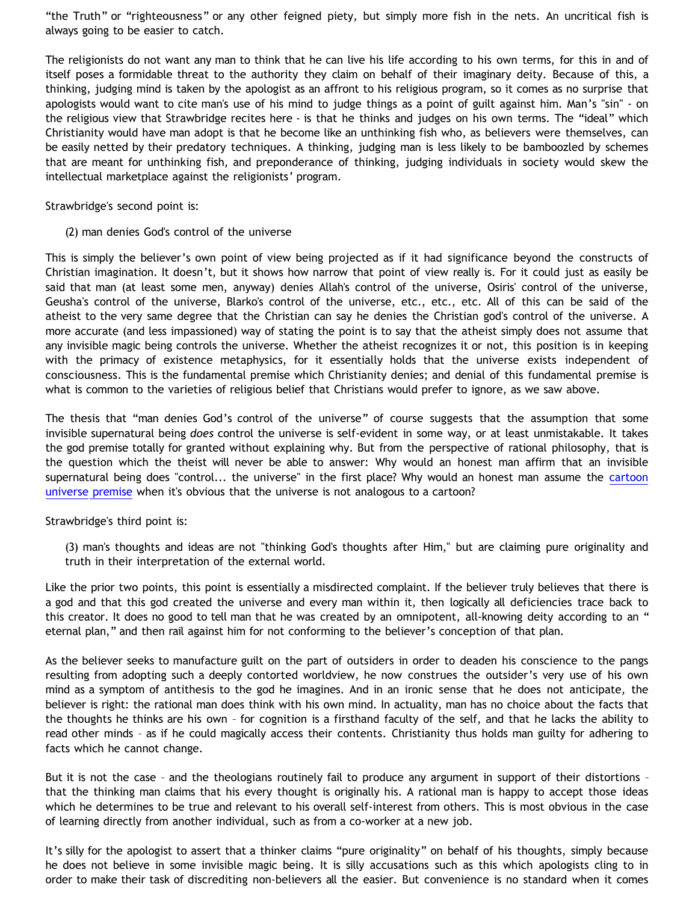“the Truth” or “righteousness” or any other feigned piety, but simply more fish in the nets. An uncritical fish is always going to be easier to catch.

The religionists do not want any man to think that he can live his life according to his own terms, for this in and of itself poses a formidable threat to the authority they claim on behalf of their imaginary deity. Because of this, a thinking, judging mind is taken by the apologist as an affront to his religious program, so it comes as no surprise that apologists would want to cite man's use of his mind to judge things as a point of guilt against him. Man’s "sin" - on the religious view that Strawbridge recites here - is that he thinks and judges on his own terms. The “ideal” which Christianity would have man adopt is that he become like an unthinking fish who, as believers were themselves, can be easily netted by their predatory techniques. A thinking, judging man is less likely to be bamboozled by schemes that are meant for unthinking fish, and preponderance of thinking, judging individuals in society would skew the intellectual marketplace against the religionists’ program.

Strawbridge's second point is:

> (2) man denies God's control of the universe

This is simply the believer’s own point of view being projected as if it had significance beyond the constructs of Christian imagination. It doesn’t, but it shows how narrow that point of view really is. For it could just as easily be said that man (at least some men, anyway) denies Allah's control of the universe, Osiris' control of the universe, Geusha's control of the universe, Blarko's control of the universe, etc., etc., etc. All of this can be said of the atheist to the very same degree that the Christian can say he denies the Christian god's control of the universe. A more accurate (and less impassioned) way of stating the point is to say that the atheist simply does not assume that any invisible magic being controls the universe. Whether the atheist recognizes it or not, this position is in keeping with the primacy of existence metaphysics, for it essentially holds that the universe exists independent of consciousness. This is the fundamental premise which Christianity denies; and denial of this fundamental premise is what is common to the varieties of religious belief that Christians would prefer to ignore, as we saw above.

The thesis that “man denies God’s control of the universe” of course suggests that the assumption that some invisible supernatural being *does* control the universe is self-evident in some way, or at least unmistakable. It takes the god premise totally for granted without explaining why. But from the perspective of rational philosophy, that is the question which the theist will never be able to answer: Why would an honest man affirm that an invisible supernatural being does "control... the universe" in the first place? Why would an honest man assume the cartoon universe premise when it's obvious that the universe is not analogous to a cartoon?

Strawbridge's third point is:

> (3) man's thoughts and ideas are not "thinking God's thoughts after Him," but are claiming pure originality and truth in their interpretation of the external world.

Like the prior two points, this point is essentially a misdirected complaint. If the believer truly believes that there is a god and that this god created the universe and every man within it, then logically all deficiencies trace back to this creator. It does no good to tell man that he was created by an omnipotent, all-knowing deity according to an “ eternal plan,” and then rail against him for not conforming to the believer’s conception of that plan.

As the believer seeks to manufacture guilt on the part of outsiders in order to deaden his conscience to the pangs resulting from adopting such a deeply contorted worldview, he now construes the outsider’s very use of his own mind as a symptom of antithesis to the god he imagines. And in an ironic sense that he does not anticipate, the believer is right: the rational man does think with his own mind. In actuality, man has no choice about the facts that the thoughts he thinks are his own – for cognition is a firsthand faculty of the self, and that he lacks the ability to read other minds – as if he could magically access their contents. Christianity thus holds man guilty for adhering to facts which he cannot change.

But it is not the case – and the theologians routinely fail to produce any argument in support of their distortions – that the thinking man claims that his every thought is originally his. A rational man is happy to accept those ideas which he determines to be true and relevant to his overall self-interest from others. This is most obvious in the case of learning directly from another individual, such as from a co-worker at a new job.

It’s silly for the apologist to assert that a thinker claims “pure originality” on behalf of his thoughts, simply because he does not believe in some invisible magic being. It is silly accusations such as this which apologists cling to in order to make their task of discrediting non-believers all the easier. But convenience is no standard when it comes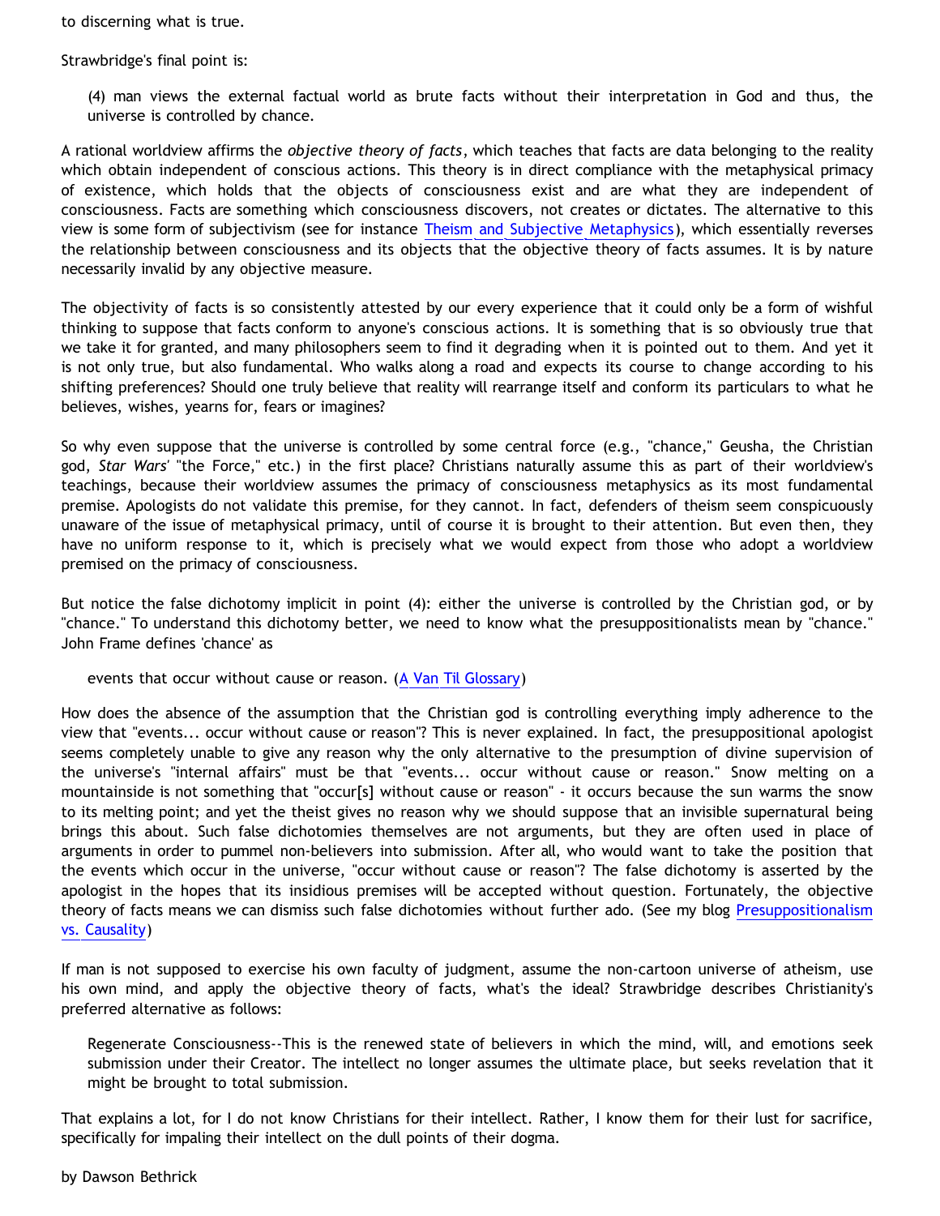to discerning what is true.

Strawbridge's final point is:

> (4) man views the external factual world as brute facts without their interpretation in God and thus, the universe is controlled by chance.

A rational worldview affirms the *objective theory of facts*, which teaches that facts are data belonging to the reality which obtain independent of conscious actions. This theory is in direct compliance with the metaphysical primacy of existence, which holds that the objects of consciousness exist and are what they are independent of consciousness. Facts are something which consciousness discovers, not creates or dictates. The alternative to this view is some form of subjectivism (see for instance [Theism and Subjective Metaphysics]), which essentially reverses the relationship between consciousness and its objects that the objective theory of facts assumes. It is by nature necessarily invalid by any objective measure.

The objectivity of facts is so consistently attested by our every experience that it could only be a form of wishful thinking to suppose that facts conform to anyone's conscious actions. It is something that is so obviously true that we take it for granted, and many philosophers seem to find it degrading when it is pointed out to them. And yet it is not only true, but also fundamental. Who walks along a road and expects its course to change according to his shifting preferences? Should one truly believe that reality will rearrange itself and conform its particulars to what he believes, wishes, yearns for, fears or imagines?

So why even suppose that the universe is controlled by some central force (e.g., "chance," Geusha, the Christian god, *Star Wars*' "the Force," etc.) in the first place? Christians naturally assume this as part of their worldview's teachings, because their worldview assumes the primacy of consciousness metaphysics as its most fundamental premise. Apologists do not validate this premise, for they cannot. In fact, defenders of theism seem conspicuously unaware of the issue of metaphysical primacy, until of course it is brought to their attention. But even then, they have no uniform response to it, which is precisely what we would expect from those who adopt a worldview premised on the primacy of consciousness.

But notice the false dichotomy implicit in point (4): either the universe is controlled by the Christian god, or by "chance." To understand this dichotomy better, we need to know what the presuppositionalists mean by "chance." John Frame defines 'chance' as

> events that occur without cause or reason. ([A Van Til Glossary])

How does the absence of the assumption that the Christian god is controlling everything imply adherence to the view that "events... occur without cause or reason"? This is never explained. In fact, the presuppositional apologist seems completely unable to give any reason why the only alternative to the presumption of divine supervision of the universe's "internal affairs" must be that "events... occur without cause or reason." Snow melting on a mountainside is not something that "occur[s] without cause or reason" - it occurs because the sun warms the snow to its melting point; and yet the theist gives no reason why we should suppose that an invisible supernatural being brings this about. Such false dichotomies themselves are not arguments, but they are often used in place of arguments in order to pummel non-believers into submission. After all, who would want to take the position that the events which occur in the universe, "occur without cause or reason"? The false dichotomy is asserted by the apologist in the hopes that its insidious premises will be accepted without question. Fortunately, the objective theory of facts means we can dismiss such false dichotomies without further ado. (See my blog [Presuppositionalism vs. Causality])

If man is not supposed to exercise his own faculty of judgment, assume the non-cartoon universe of atheism, use his own mind, and apply the objective theory of facts, what's the ideal? Strawbridge describes Christianity's preferred alternative as follows:

> Regenerate Consciousness--This is the renewed state of believers in which the mind, will, and emotions seek submission under their Creator. The intellect no longer assumes the ultimate place, but seeks revelation that it might be brought to total submission.

That explains a lot, for I do not know Christians for their intellect. Rather, I know them for their lust for sacrifice, specifically for impaling their intellect on the dull points of their dogma.

by Dawson Bethrick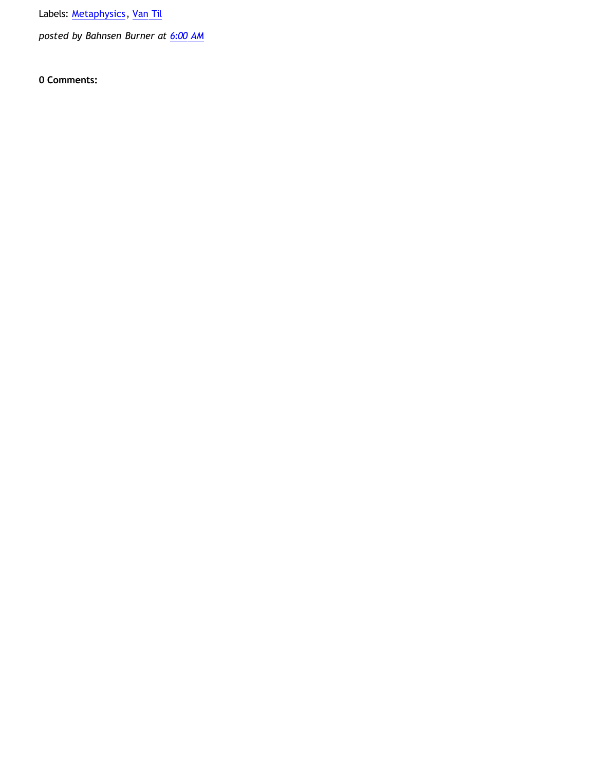Labels: Metaphysics, Van Til

*posted by Bahnsen Burner at 6:00 AM*

**0 Comments:**